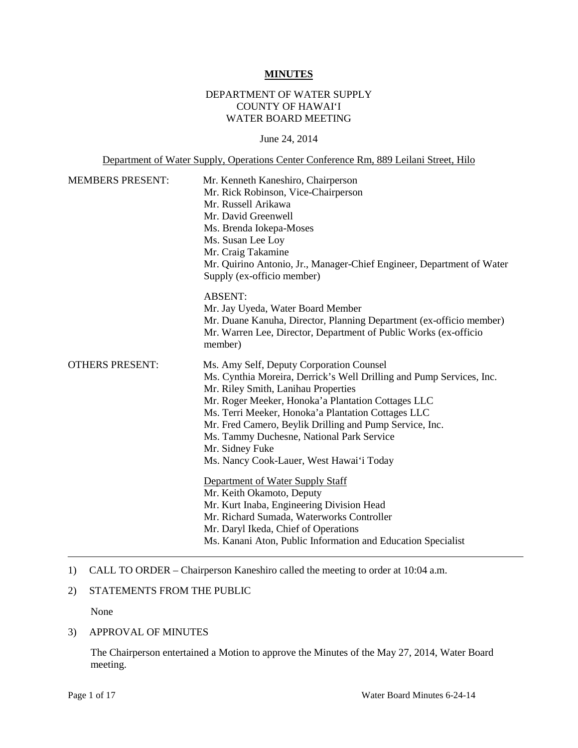# MINUTES

DEPARTMENT OF WATER SUPPLY
COUNTY OF HAWAI'I
WATER BOARD MEETING

June 24, 2014

Department of Water Supply, Operations Center Conference Rm, 889 Leilani Street, Hilo

MEMBERS PRESENT:

Mr. Kenneth Kaneshiro, Chairperson
Mr. Rick Robinson, Vice-Chairperson
Mr. Russell Arikawa
Mr. David Greenwell
Ms. Brenda Iokepa-Moses
Ms. Susan Lee Loy
Mr. Craig Takamine
Mr. Quirino Antonio, Jr., Manager-Chief Engineer, Department of Water Supply (ex-officio member)

ABSENT:
Mr. Jay Uyeda, Water Board Member
Mr. Duane Kanuha, Director, Planning Department (ex-officio member)
Mr. Warren Lee, Director, Department of Public Works (ex-officio member)

OTHERS PRESENT:

Ms. Amy Self, Deputy Corporation Counsel
Ms. Cynthia Moreira, Derrick's Well Drilling and Pump Services, Inc.
Mr. Riley Smith, Lanihau Properties
Mr. Roger Meeker, Honoka'a Plantation Cottages LLC
Ms. Terri Meeker, Honoka'a Plantation Cottages LLC
Mr. Fred Camero, Beylik Drilling and Pump Service, Inc.
Ms. Tammy Duchesne, National Park Service
Mr. Sidney Fuke
Ms. Nancy Cook-Lauer, West Hawai'i Today

Department of Water Supply Staff
Mr. Keith Okamoto, Deputy
Mr. Kurt Inaba, Engineering Division Head
Mr. Richard Sumada, Waterworks Controller
Mr. Daryl Ikeda, Chief of Operations
Ms. Kanani Aton, Public Information and Education Specialist

---

1) CALL TO ORDER – Chairperson Kaneshiro called the meeting to order at 10:04 a.m.

2) STATEMENTS FROM THE PUBLIC

   None

3) APPROVAL OF MINUTES

   The Chairperson entertained a Motion to approve the Minutes of the May 27, 2014, Water Board meeting.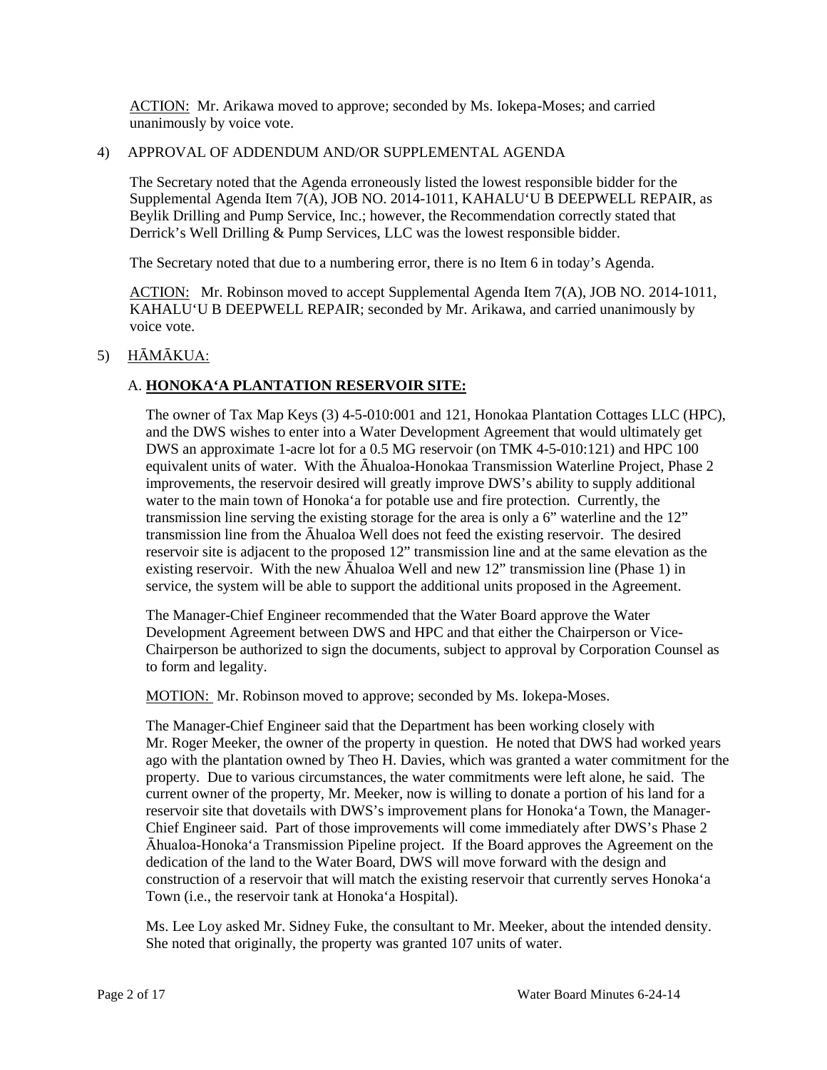ACTION: Mr. Arikawa moved to approve; seconded by Ms. Iokepa-Moses; and carried unanimously by voice vote.

4) APPROVAL OF ADDENDUM AND/OR SUPPLEMENTAL AGENDA

The Secretary noted that the Agenda erroneously listed the lowest responsible bidder for the Supplemental Agenda Item 7(A), JOB NO. 2014-1011, KAHALU'U B DEEPWELL REPAIR, as Beylik Drilling and Pump Service, Inc.; however, the Recommendation correctly stated that Derrick's Well Drilling & Pump Services, LLC was the lowest responsible bidder.

The Secretary noted that due to a numbering error, there is no Item 6 in today's Agenda.

ACTION: Mr. Robinson moved to accept Supplemental Agenda Item 7(A), JOB NO. 2014-1011, KAHALU'U B DEEPWELL REPAIR; seconded by Mr. Arikawa, and carried unanimously by voice vote.

5) HĀMĀKUA:

A. **HONOKA'A PLANTATION RESERVOIR SITE:**

The owner of Tax Map Keys (3) 4-5-010:001 and 121, Honokaa Plantation Cottages LLC (HPC), and the DWS wishes to enter into a Water Development Agreement that would ultimately get DWS an approximate 1-acre lot for a 0.5 MG reservoir (on TMK 4-5-010:121) and HPC 100 equivalent units of water. With the Āhualoa-Honokaa Transmission Waterline Project, Phase 2 improvements, the reservoir desired will greatly improve DWS's ability to supply additional water to the main town of Honoka'a for potable use and fire protection. Currently, the transmission line serving the existing storage for the area is only a 6" waterline and the 12" transmission line from the Āhualoa Well does not feed the existing reservoir. The desired reservoir site is adjacent to the proposed 12" transmission line and at the same elevation as the existing reservoir. With the new Āhualoa Well and new 12" transmission line (Phase 1) in service, the system will be able to support the additional units proposed in the Agreement.

The Manager-Chief Engineer recommended that the Water Board approve the Water Development Agreement between DWS and HPC and that either the Chairperson or Vice-Chairperson be authorized to sign the documents, subject to approval by Corporation Counsel as to form and legality.

MOTION: Mr. Robinson moved to approve; seconded by Ms. Iokepa-Moses.

The Manager-Chief Engineer said that the Department has been working closely with Mr. Roger Meeker, the owner of the property in question. He noted that DWS had worked years ago with the plantation owned by Theo H. Davies, which was granted a water commitment for the property. Due to various circumstances, the water commitments were left alone, he said. The current owner of the property, Mr. Meeker, now is willing to donate a portion of his land for a reservoir site that dovetails with DWS's improvement plans for Honoka'a Town, the Manager-Chief Engineer said. Part of those improvements will come immediately after DWS's Phase 2 Āhualoa-Honoka'a Transmission Pipeline project. If the Board approves the Agreement on the dedication of the land to the Water Board, DWS will move forward with the design and construction of a reservoir that will match the existing reservoir that currently serves Honoka'a Town (i.e., the reservoir tank at Honoka'a Hospital).

Ms. Lee Loy asked Mr. Sidney Fuke, the consultant to Mr. Meeker, about the intended density. She noted that originally, the property was granted 107 units of water.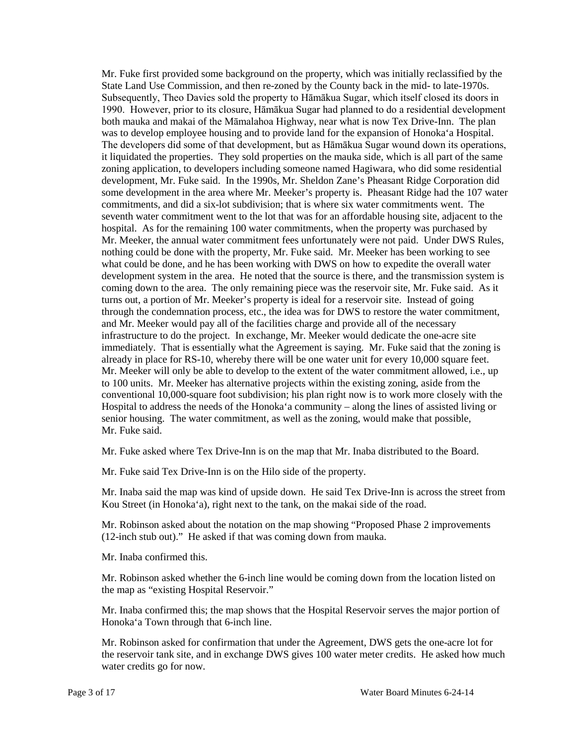Mr. Fuke first provided some background on the property, which was initially reclassified by the State Land Use Commission, and then re-zoned by the County back in the mid- to late-1970s. Subsequently, Theo Davies sold the property to Hāmākua Sugar, which itself closed its doors in 1990. However, prior to its closure, Hāmākua Sugar had planned to do a residential development both mauka and makai of the Māmalahoa Highway, near what is now Tex Drive-Inn. The plan was to develop employee housing and to provide land for the expansion of Honoka'a Hospital. The developers did some of that development, but as Hāmākua Sugar wound down its operations, it liquidated the properties. They sold properties on the mauka side, which is all part of the same zoning application, to developers including someone named Hagiwara, who did some residential development, Mr. Fuke said. In the 1990s, Mr. Sheldon Zane's Pheasant Ridge Corporation did some development in the area where Mr. Meeker's property is. Pheasant Ridge had the 107 water commitments, and did a six-lot subdivision; that is where six water commitments went. The seventh water commitment went to the lot that was for an affordable housing site, adjacent to the hospital. As for the remaining 100 water commitments, when the property was purchased by Mr. Meeker, the annual water commitment fees unfortunately were not paid. Under DWS Rules, nothing could be done with the property, Mr. Fuke said. Mr. Meeker has been working to see what could be done, and he has been working with DWS on how to expedite the overall water development system in the area. He noted that the source is there, and the transmission system is coming down to the area. The only remaining piece was the reservoir site, Mr. Fuke said. As it turns out, a portion of Mr. Meeker's property is ideal for a reservoir site. Instead of going through the condemnation process, etc., the idea was for DWS to restore the water commitment, and Mr. Meeker would pay all of the facilities charge and provide all of the necessary infrastructure to do the project. In exchange, Mr. Meeker would dedicate the one-acre site immediately. That is essentially what the Agreement is saying. Mr. Fuke said that the zoning is already in place for RS-10, whereby there will be one water unit for every 10,000 square feet. Mr. Meeker will only be able to develop to the extent of the water commitment allowed, i.e., up to 100 units. Mr. Meeker has alternative projects within the existing zoning, aside from the conventional 10,000-square foot subdivision; his plan right now is to work more closely with the Hospital to address the needs of the Honoka'a community – along the lines of assisted living or senior housing. The water commitment, as well as the zoning, would make that possible, Mr. Fuke said.

Mr. Fuke asked where Tex Drive-Inn is on the map that Mr. Inaba distributed to the Board.

Mr. Fuke said Tex Drive-Inn is on the Hilo side of the property.

Mr. Inaba said the map was kind of upside down. He said Tex Drive-Inn is across the street from Kou Street (in Honoka'a), right next to the tank, on the makai side of the road.

Mr. Robinson asked about the notation on the map showing "Proposed Phase 2 improvements (12-inch stub out)." He asked if that was coming down from mauka.

Mr. Inaba confirmed this.

Mr. Robinson asked whether the 6-inch line would be coming down from the location listed on the map as "existing Hospital Reservoir."

Mr. Inaba confirmed this; the map shows that the Hospital Reservoir serves the major portion of Honoka'a Town through that 6-inch line.

Mr. Robinson asked for confirmation that under the Agreement, DWS gets the one-acre lot for the reservoir tank site, and in exchange DWS gives 100 water meter credits. He asked how much water credits go for now.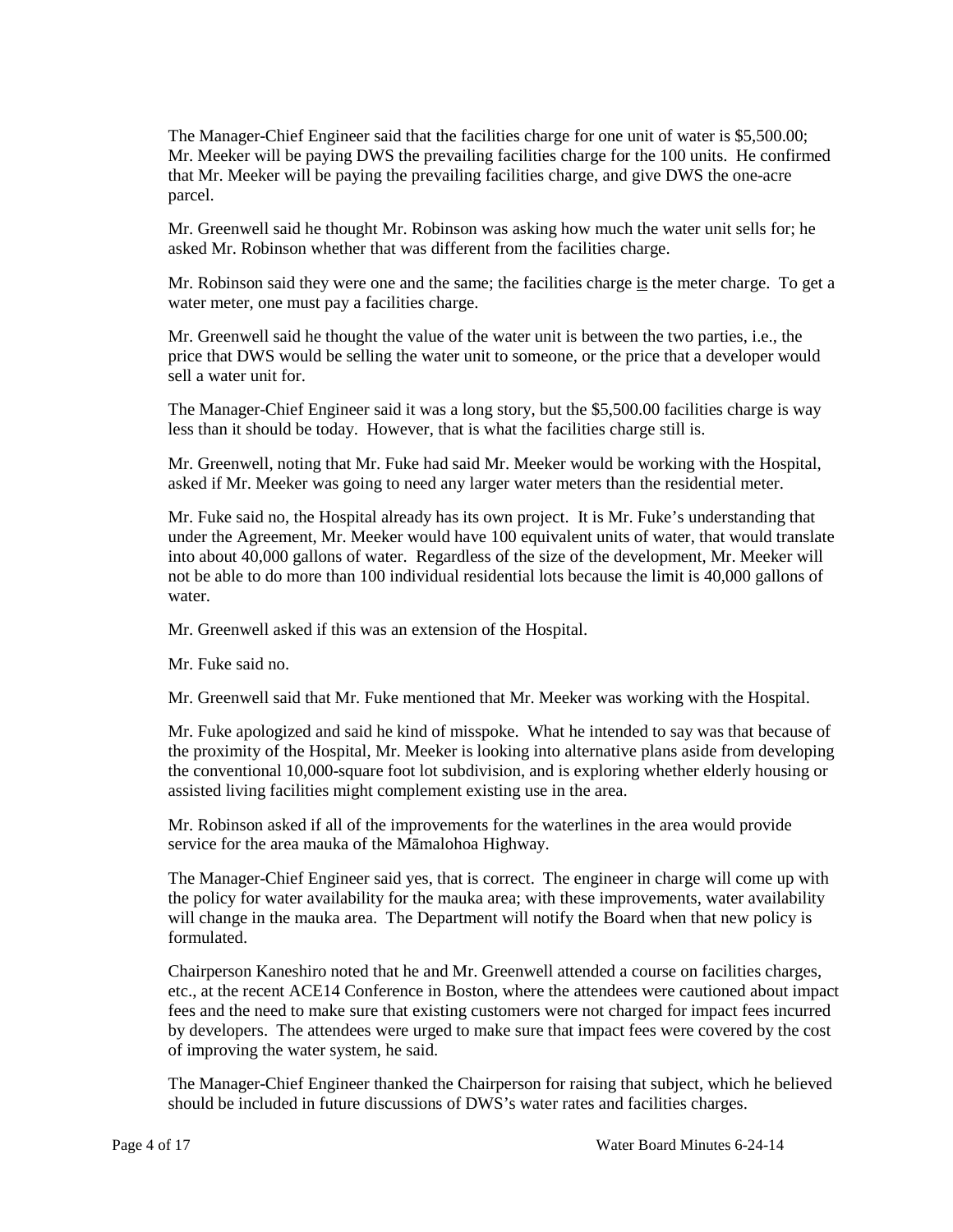The Manager-Chief Engineer said that the facilities charge for one unit of water is $5,500.00; Mr. Meeker will be paying DWS the prevailing facilities charge for the 100 units. He confirmed that Mr. Meeker will be paying the prevailing facilities charge, and give DWS the one-acre parcel.

Mr. Greenwell said he thought Mr. Robinson was asking how much the water unit sells for; he asked Mr. Robinson whether that was different from the facilities charge.

Mr. Robinson said they were one and the same; the facilities charge is the meter charge. To get a water meter, one must pay a facilities charge.

Mr. Greenwell said he thought the value of the water unit is between the two parties, i.e., the price that DWS would be selling the water unit to someone, or the price that a developer would sell a water unit for.

The Manager-Chief Engineer said it was a long story, but the $5,500.00 facilities charge is way less than it should be today. However, that is what the facilities charge still is.

Mr. Greenwell, noting that Mr. Fuke had said Mr. Meeker would be working with the Hospital, asked if Mr. Meeker was going to need any larger water meters than the residential meter.

Mr. Fuke said no, the Hospital already has its own project. It is Mr. Fuke's understanding that under the Agreement, Mr. Meeker would have 100 equivalent units of water, that would translate into about 40,000 gallons of water. Regardless of the size of the development, Mr. Meeker will not be able to do more than 100 individual residential lots because the limit is 40,000 gallons of water.

Mr. Greenwell asked if this was an extension of the Hospital.

Mr. Fuke said no.

Mr. Greenwell said that Mr. Fuke mentioned that Mr. Meeker was working with the Hospital.

Mr. Fuke apologized and said he kind of misspoke. What he intended to say was that because of the proximity of the Hospital, Mr. Meeker is looking into alternative plans aside from developing the conventional 10,000-square foot lot subdivision, and is exploring whether elderly housing or assisted living facilities might complement existing use in the area.

Mr. Robinson asked if all of the improvements for the waterlines in the area would provide service for the area mauka of the Māmalohoa Highway.

The Manager-Chief Engineer said yes, that is correct. The engineer in charge will come up with the policy for water availability for the mauka area; with these improvements, water availability will change in the mauka area. The Department will notify the Board when that new policy is formulated.

Chairperson Kaneshiro noted that he and Mr. Greenwell attended a course on facilities charges, etc., at the recent ACE14 Conference in Boston, where the attendees were cautioned about impact fees and the need to make sure that existing customers were not charged for impact fees incurred by developers. The attendees were urged to make sure that impact fees were covered by the cost of improving the water system, he said.

The Manager-Chief Engineer thanked the Chairperson for raising that subject, which he believed should be included in future discussions of DWS's water rates and facilities charges.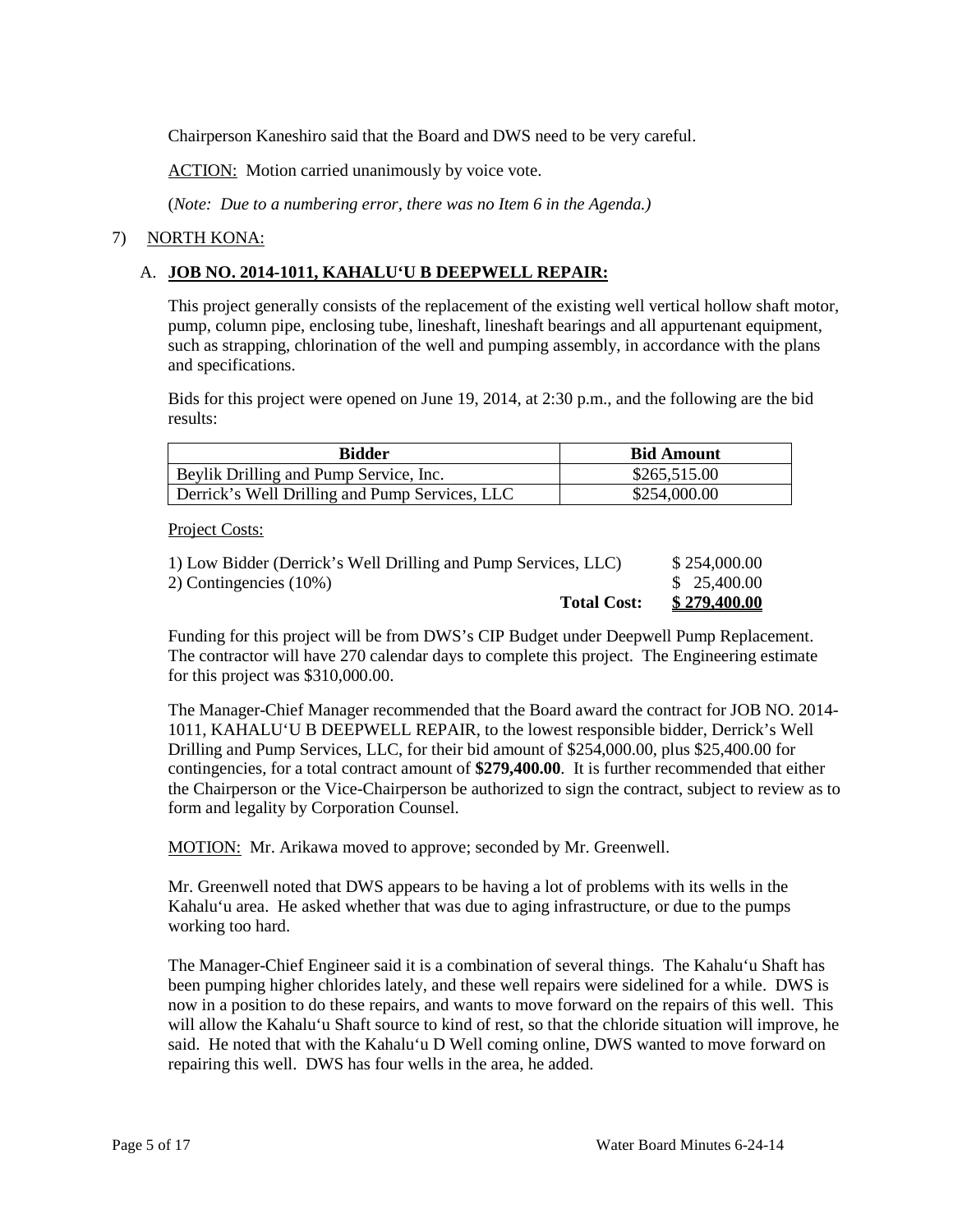Chairperson Kaneshiro said that the Board and DWS need to be very careful.

ACTION: Motion carried unanimously by voice vote.

(*Note: Due to a numbering error, there was no Item 6 in the Agenda.)*

7) NORTH KONA:

A. **JOB NO. 2014-1011, KAHALU'U B DEEPWELL REPAIR:**

This project generally consists of the replacement of the existing well vertical hollow shaft motor, pump, column pipe, enclosing tube, lineshaft, lineshaft bearings and all appurtenant equipment, such as strapping, chlorination of the well and pumping assembly, in accordance with the plans and specifications.

Bids for this project were opened on June 19, 2014, at 2:30 p.m., and the following are the bid results:

| Bidder | Bid Amount |
|---|---|
| Beylik Drilling and Pump Service, Inc. | $265,515.00 |
| Derrick's Well Drilling and Pump Services, LLC | $254,000.00 |

Project Costs:

| | |
|---|---|
| 1) Low Bidder (Derrick's Well Drilling and Pump Services, LLC) | $ 254,000.00 |
| 2) Contingencies (10%) | $ 25,400.00 |
| **Total Cost:** | **$ 279,400.00** |

Funding for this project will be from DWS's CIP Budget under Deepwell Pump Replacement. The contractor will have 270 calendar days to complete this project. The Engineering estimate for this project was $310,000.00.

The Manager-Chief Manager recommended that the Board award the contract for JOB NO. 2014-1011, KAHALU'U B DEEPWELL REPAIR, to the lowest responsible bidder, Derrick's Well Drilling and Pump Services, LLC, for their bid amount of $254,000.00, plus $25,400.00 for contingencies, for a total contract amount of **$279,400.00**. It is further recommended that either the Chairperson or the Vice-Chairperson be authorized to sign the contract, subject to review as to form and legality by Corporation Counsel.

MOTION: Mr. Arikawa moved to approve; seconded by Mr. Greenwell.

Mr. Greenwell noted that DWS appears to be having a lot of problems with its wells in the Kahalu'u area. He asked whether that was due to aging infrastructure, or due to the pumps working too hard.

The Manager-Chief Engineer said it is a combination of several things. The Kahalu'u Shaft has been pumping higher chlorides lately, and these well repairs were sidelined for a while. DWS is now in a position to do these repairs, and wants to move forward on the repairs of this well. This will allow the Kahalu'u Shaft source to kind of rest, so that the chloride situation will improve, he said. He noted that with the Kahalu'u D Well coming online, DWS wanted to move forward on repairing this well. DWS has four wells in the area, he added.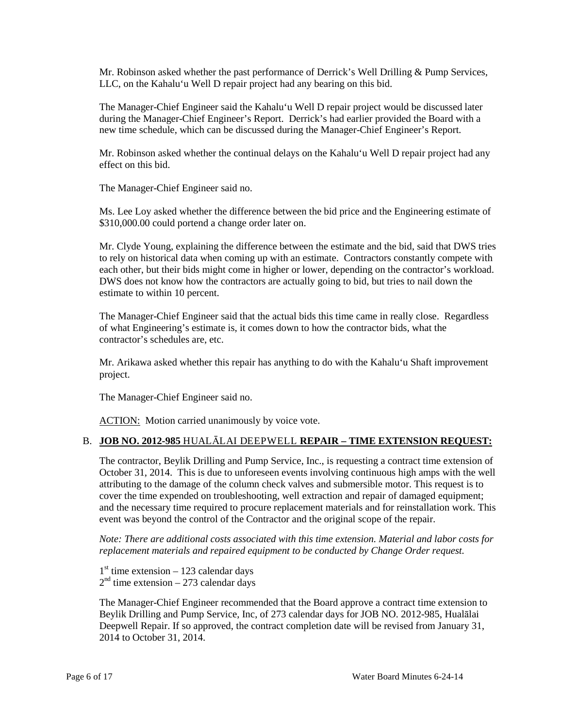Mr. Robinson asked whether the past performance of Derrick's Well Drilling & Pump Services, LLC, on the Kahalu'u Well D repair project had any bearing on this bid.

The Manager-Chief Engineer said the Kahalu'u Well D repair project would be discussed later during the Manager-Chief Engineer's Report. Derrick's had earlier provided the Board with a new time schedule, which can be discussed during the Manager-Chief Engineer's Report.

Mr. Robinson asked whether the continual delays on the Kahalu'u Well D repair project had any effect on this bid.

The Manager-Chief Engineer said no.

Ms. Lee Loy asked whether the difference between the bid price and the Engineering estimate of $310,000.00 could portend a change order later on.

Mr. Clyde Young, explaining the difference between the estimate and the bid, said that DWS tries to rely on historical data when coming up with an estimate. Contractors constantly compete with each other, but their bids might come in higher or lower, depending on the contractor's workload. DWS does not know how the contractors are actually going to bid, but tries to nail down the estimate to within 10 percent.

The Manager-Chief Engineer said that the actual bids this time came in really close. Regardless of what Engineering's estimate is, it comes down to how the contractor bids, what the contractor's schedules are, etc.

Mr. Arikawa asked whether this repair has anything to do with the Kahalu'u Shaft improvement project.

The Manager-Chief Engineer said no.

ACTION: Motion carried unanimously by voice vote.

B. **JOB NO. 2012-985** HUALĀLAI DEEPWELL **REPAIR – TIME EXTENSION REQUEST:**

The contractor, Beylik Drilling and Pump Service, Inc., is requesting a contract time extension of October 31, 2014. This is due to unforeseen events involving continuous high amps with the well attributing to the damage of the column check valves and submersible motor. This request is to cover the time expended on troubleshooting, well extraction and repair of damaged equipment; and the necessary time required to procure replacement materials and for reinstallation work. This event was beyond the control of the Contractor and the original scope of the repair.

*Note: There are additional costs associated with this time extension. Material and labor costs for replacement materials and repaired equipment to be conducted by Change Order request.*

1st time extension – 123 calendar days
2nd time extension – 273 calendar days

The Manager-Chief Engineer recommended that the Board approve a contract time extension to Beylik Drilling and Pump Service, Inc, of 273 calendar days for JOB NO. 2012-985, Hualālai Deepwell Repair. If so approved, the contract completion date will be revised from January 31, 2014 to October 31, 2014.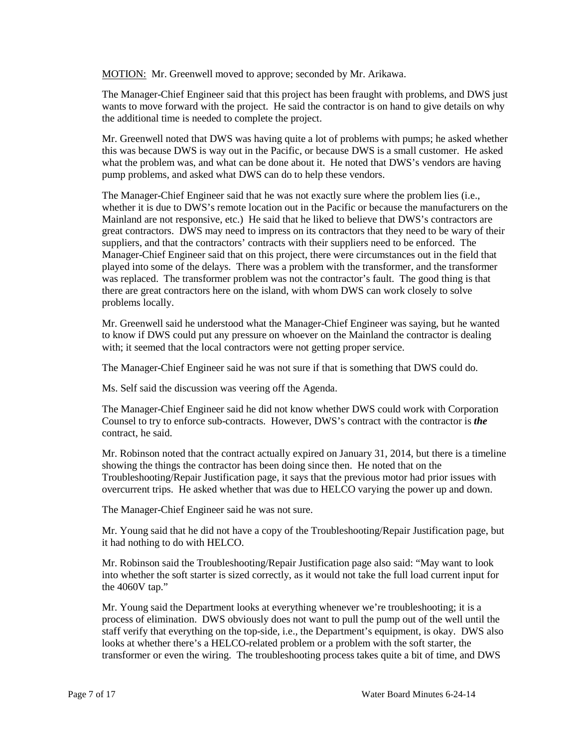<u>MOTION:</u> Mr. Greenwell moved to approve; seconded by Mr. Arikawa.

The Manager-Chief Engineer said that this project has been fraught with problems, and DWS just wants to move forward with the project. He said the contractor is on hand to give details on why the additional time is needed to complete the project.

Mr. Greenwell noted that DWS was having quite a lot of problems with pumps; he asked whether this was because DWS is way out in the Pacific, or because DWS is a small customer. He asked what the problem was, and what can be done about it. He noted that DWS's vendors are having pump problems, and asked what DWS can do to help these vendors.

The Manager-Chief Engineer said that he was not exactly sure where the problem lies (i.e., whether it is due to DWS's remote location out in the Pacific or because the manufacturers on the Mainland are not responsive, etc.) He said that he liked to believe that DWS's contractors are great contractors. DWS may need to impress on its contractors that they need to be wary of their suppliers, and that the contractors' contracts with their suppliers need to be enforced. The Manager-Chief Engineer said that on this project, there were circumstances out in the field that played into some of the delays. There was a problem with the transformer, and the transformer was replaced. The transformer problem was not the contractor's fault. The good thing is that there are great contractors here on the island, with whom DWS can work closely to solve problems locally.

Mr. Greenwell said he understood what the Manager-Chief Engineer was saying, but he wanted to know if DWS could put any pressure on whoever on the Mainland the contractor is dealing with; it seemed that the local contractors were not getting proper service.

The Manager-Chief Engineer said he was not sure if that is something that DWS could do.

Ms. Self said the discussion was veering off the Agenda.

The Manager-Chief Engineer said he did not know whether DWS could work with Corporation Counsel to try to enforce sub-contracts. However, DWS's contract with the contractor is ***the*** contract, he said.

Mr. Robinson noted that the contract actually expired on January 31, 2014, but there is a timeline showing the things the contractor has been doing since then. He noted that on the Troubleshooting/Repair Justification page, it says that the previous motor had prior issues with overcurrent trips. He asked whether that was due to HELCO varying the power up and down.

The Manager-Chief Engineer said he was not sure.

Mr. Young said that he did not have a copy of the Troubleshooting/Repair Justification page, but it had nothing to do with HELCO.

Mr. Robinson said the Troubleshooting/Repair Justification page also said: "May want to look into whether the soft starter is sized correctly, as it would not take the full load current input for the 4060V tap."

Mr. Young said the Department looks at everything whenever we're troubleshooting; it is a process of elimination. DWS obviously does not want to pull the pump out of the well until the staff verify that everything on the top-side, i.e., the Department's equipment, is okay. DWS also looks at whether there's a HELCO-related problem or a problem with the soft starter, the transformer or even the wiring. The troubleshooting process takes quite a bit of time, and DWS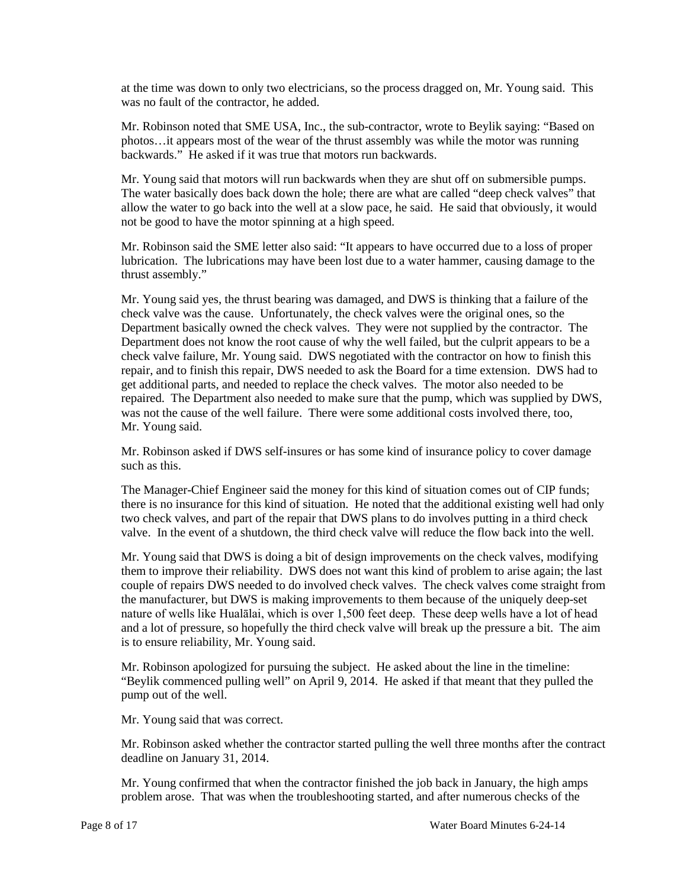at the time was down to only two electricians, so the process dragged on, Mr. Young said. This was no fault of the contractor, he added.

Mr. Robinson noted that SME USA, Inc., the sub-contractor, wrote to Beylik saying: "Based on photos…it appears most of the wear of the thrust assembly was while the motor was running backwards." He asked if it was true that motors run backwards.

Mr. Young said that motors will run backwards when they are shut off on submersible pumps. The water basically does back down the hole; there are what are called "deep check valves" that allow the water to go back into the well at a slow pace, he said. He said that obviously, it would not be good to have the motor spinning at a high speed.

Mr. Robinson said the SME letter also said: "It appears to have occurred due to a loss of proper lubrication. The lubrications may have been lost due to a water hammer, causing damage to the thrust assembly."

Mr. Young said yes, the thrust bearing was damaged, and DWS is thinking that a failure of the check valve was the cause. Unfortunately, the check valves were the original ones, so the Department basically owned the check valves. They were not supplied by the contractor. The Department does not know the root cause of why the well failed, but the culprit appears to be a check valve failure, Mr. Young said. DWS negotiated with the contractor on how to finish this repair, and to finish this repair, DWS needed to ask the Board for a time extension. DWS had to get additional parts, and needed to replace the check valves. The motor also needed to be repaired. The Department also needed to make sure that the pump, which was supplied by DWS, was not the cause of the well failure. There were some additional costs involved there, too, Mr. Young said.

Mr. Robinson asked if DWS self-insures or has some kind of insurance policy to cover damage such as this.

The Manager-Chief Engineer said the money for this kind of situation comes out of CIP funds; there is no insurance for this kind of situation. He noted that the additional existing well had only two check valves, and part of the repair that DWS plans to do involves putting in a third check valve. In the event of a shutdown, the third check valve will reduce the flow back into the well.

Mr. Young said that DWS is doing a bit of design improvements on the check valves, modifying them to improve their reliability. DWS does not want this kind of problem to arise again; the last couple of repairs DWS needed to do involved check valves. The check valves come straight from the manufacturer, but DWS is making improvements to them because of the uniquely deep-set nature of wells like Hualālai, which is over 1,500 feet deep. These deep wells have a lot of head and a lot of pressure, so hopefully the third check valve will break up the pressure a bit. The aim is to ensure reliability, Mr. Young said.

Mr. Robinson apologized for pursuing the subject. He asked about the line in the timeline: "Beylik commenced pulling well" on April 9, 2014. He asked if that meant that they pulled the pump out of the well.

Mr. Young said that was correct.

Mr. Robinson asked whether the contractor started pulling the well three months after the contract deadline on January 31, 2014.

Mr. Young confirmed that when the contractor finished the job back in January, the high amps problem arose. That was when the troubleshooting started, and after numerous checks of the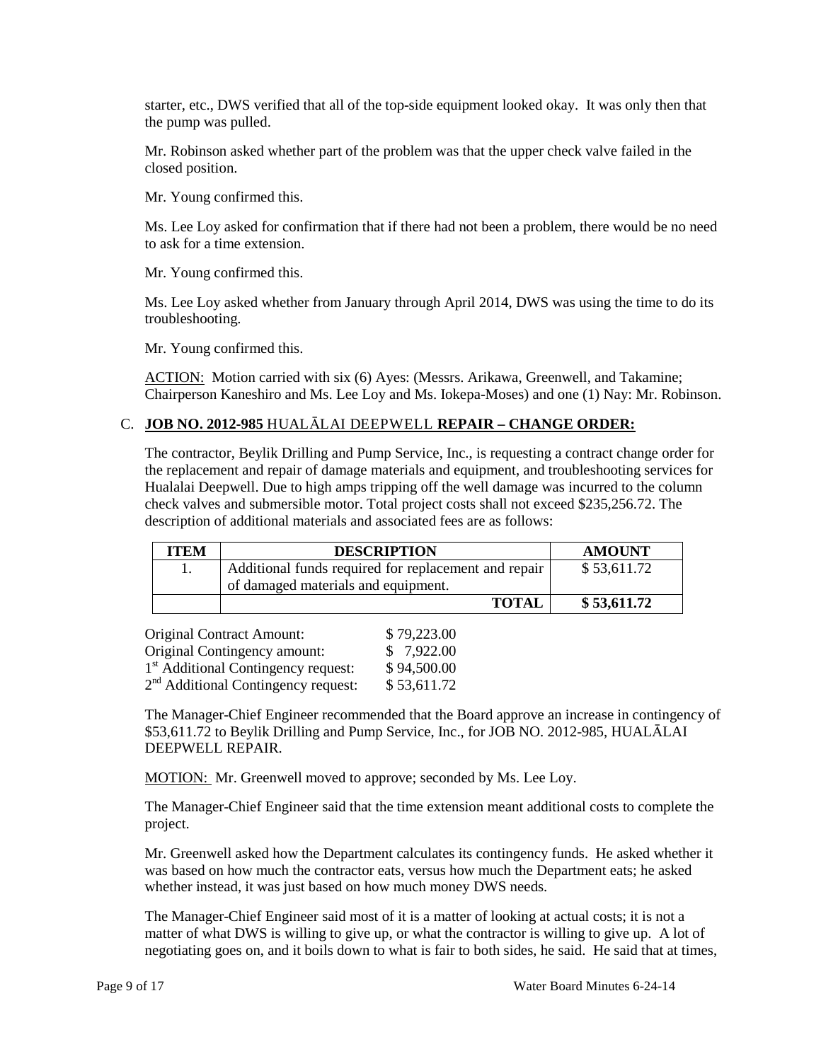starter, etc., DWS verified that all of the top-side equipment looked okay. It was only then that the pump was pulled.

Mr. Robinson asked whether part of the problem was that the upper check valve failed in the closed position.

Mr. Young confirmed this.

Ms. Lee Loy asked for confirmation that if there had not been a problem, there would be no need to ask for a time extension.

Mr. Young confirmed this.

Ms. Lee Loy asked whether from January through April 2014, DWS was using the time to do its troubleshooting.

Mr. Young confirmed this.

ACTION: Motion carried with six (6) Ayes: (Messrs. Arikawa, Greenwell, and Takamine; Chairperson Kaneshiro and Ms. Lee Loy and Ms. Iokepa-Moses) and one (1) Nay: Mr. Robinson.

C. **JOB NO. 2012-985** HUALĀLAI DEEPWELL **REPAIR – CHANGE ORDER:**

The contractor, Beylik Drilling and Pump Service, Inc., is requesting a contract change order for the replacement and repair of damage materials and equipment, and troubleshooting services for Hualalai Deepwell. Due to high amps tripping off the well damage was incurred to the column check valves and submersible motor. Total project costs shall not exceed $235,256.72. The description of additional materials and associated fees are as follows:

| ITEM | DESCRIPTION | AMOUNT |
|---|---|---|
| 1. | Additional funds required for replacement and repair of damaged materials and equipment. | $ 53,611.72 |
| | **TOTAL** | **$ 53,611.72** |

| | |
|---|---|
| Original Contract Amount: | $ 79,223.00 |
| Original Contingency amount: | $ 7,922.00 |
| 1st Additional Contingency request: | $ 94,500.00 |
| 2nd Additional Contingency request: | $ 53,611.72 |

The Manager-Chief Engineer recommended that the Board approve an increase in contingency of $53,611.72 to Beylik Drilling and Pump Service, Inc., for JOB NO. 2012-985, HUALĀLAI DEEPWELL REPAIR.

MOTION: Mr. Greenwell moved to approve; seconded by Ms. Lee Loy.

The Manager-Chief Engineer said that the time extension meant additional costs to complete the project.

Mr. Greenwell asked how the Department calculates its contingency funds. He asked whether it was based on how much the contractor eats, versus how much the Department eats; he asked whether instead, it was just based on how much money DWS needs.

The Manager-Chief Engineer said most of it is a matter of looking at actual costs; it is not a matter of what DWS is willing to give up, or what the contractor is willing to give up. A lot of negotiating goes on, and it boils down to what is fair to both sides, he said. He said that at times,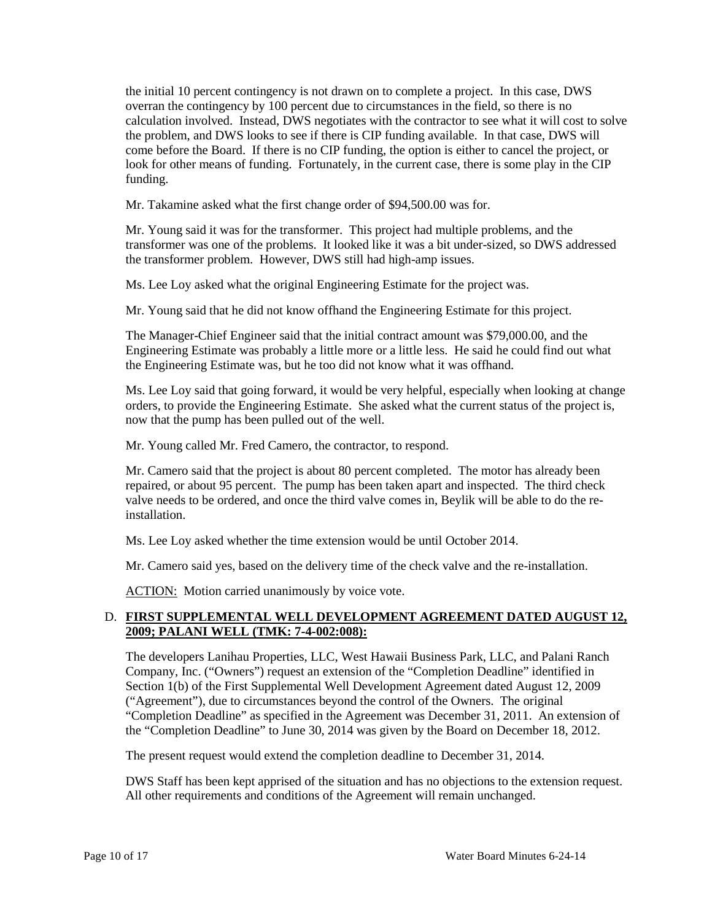the initial 10 percent contingency is not drawn on to complete a project. In this case, DWS overran the contingency by 100 percent due to circumstances in the field, so there is no calculation involved. Instead, DWS negotiates with the contractor to see what it will cost to solve the problem, and DWS looks to see if there is CIP funding available. In that case, DWS will come before the Board. If there is no CIP funding, the option is either to cancel the project, or look for other means of funding. Fortunately, in the current case, there is some play in the CIP funding.

Mr. Takamine asked what the first change order of $94,500.00 was for.

Mr. Young said it was for the transformer. This project had multiple problems, and the transformer was one of the problems. It looked like it was a bit under-sized, so DWS addressed the transformer problem. However, DWS still had high-amp issues.

Ms. Lee Loy asked what the original Engineering Estimate for the project was.

Mr. Young said that he did not know offhand the Engineering Estimate for this project.

The Manager-Chief Engineer said that the initial contract amount was $79,000.00, and the Engineering Estimate was probably a little more or a little less. He said he could find out what the Engineering Estimate was, but he too did not know what it was offhand.

Ms. Lee Loy said that going forward, it would be very helpful, especially when looking at change orders, to provide the Engineering Estimate. She asked what the current status of the project is, now that the pump has been pulled out of the well.

Mr. Young called Mr. Fred Camero, the contractor, to respond.

Mr. Camero said that the project is about 80 percent completed. The motor has already been repaired, or about 95 percent. The pump has been taken apart and inspected. The third check valve needs to be ordered, and once the third valve comes in, Beylik will be able to do the re-installation.

Ms. Lee Loy asked whether the time extension would be until October 2014.

Mr. Camero said yes, based on the delivery time of the check valve and the re-installation.

ACTION: Motion carried unanimously by voice vote.

D. **FIRST SUPPLEMENTAL WELL DEVELOPMENT AGREEMENT DATED AUGUST 12, 2009; PALANI WELL (TMK: 7-4-002:008):**

The developers Lanihau Properties, LLC, West Hawaii Business Park, LLC, and Palani Ranch Company, Inc. ("Owners") request an extension of the "Completion Deadline" identified in Section 1(b) of the First Supplemental Well Development Agreement dated August 12, 2009 ("Agreement"), due to circumstances beyond the control of the Owners. The original "Completion Deadline" as specified in the Agreement was December 31, 2011. An extension of the "Completion Deadline" to June 30, 2014 was given by the Board on December 18, 2012.

The present request would extend the completion deadline to December 31, 2014.

DWS Staff has been kept apprised of the situation and has no objections to the extension request. All other requirements and conditions of the Agreement will remain unchanged.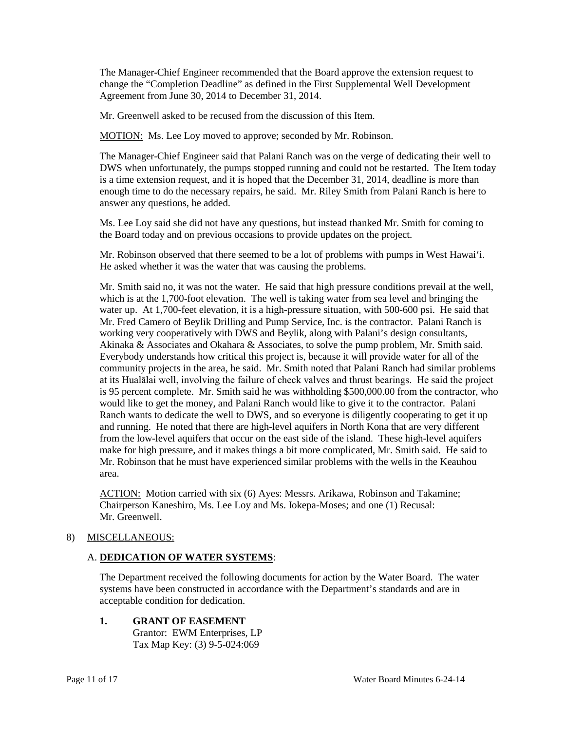The Manager-Chief Engineer recommended that the Board approve the extension request to change the "Completion Deadline" as defined in the First Supplemental Well Development Agreement from June 30, 2014 to December 31, 2014.

Mr. Greenwell asked to be recused from the discussion of this Item.

MOTION: Ms. Lee Loy moved to approve; seconded by Mr. Robinson.

The Manager-Chief Engineer said that Palani Ranch was on the verge of dedicating their well to DWS when unfortunately, the pumps stopped running and could not be restarted. The Item today is a time extension request, and it is hoped that the December 31, 2014, deadline is more than enough time to do the necessary repairs, he said. Mr. Riley Smith from Palani Ranch is here to answer any questions, he added.

Ms. Lee Loy said she did not have any questions, but instead thanked Mr. Smith for coming to the Board today and on previous occasions to provide updates on the project.

Mr. Robinson observed that there seemed to be a lot of problems with pumps in West Hawai'i. He asked whether it was the water that was causing the problems.

Mr. Smith said no, it was not the water. He said that high pressure conditions prevail at the well, which is at the 1,700-foot elevation. The well is taking water from sea level and bringing the water up. At 1,700-feet elevation, it is a high-pressure situation, with 500-600 psi. He said that Mr. Fred Camero of Beylik Drilling and Pump Service, Inc. is the contractor. Palani Ranch is working very cooperatively with DWS and Beylik, along with Palani's design consultants, Akinaka & Associates and Okahara & Associates, to solve the pump problem, Mr. Smith said. Everybody understands how critical this project is, because it will provide water for all of the community projects in the area, he said. Mr. Smith noted that Palani Ranch had similar problems at its Hualālai well, involving the failure of check valves and thrust bearings. He said the project is 95 percent complete. Mr. Smith said he was withholding $500,000.00 from the contractor, who would like to get the money, and Palani Ranch would like to give it to the contractor. Palani Ranch wants to dedicate the well to DWS, and so everyone is diligently cooperating to get it up and running. He noted that there are high-level aquifers in North Kona that are very different from the low-level aquifers that occur on the east side of the island. These high-level aquifers make for high pressure, and it makes things a bit more complicated, Mr. Smith said. He said to Mr. Robinson that he must have experienced similar problems with the wells in the Keauhou area.

ACTION: Motion carried with six (6) Ayes: Messrs. Arikawa, Robinson and Takamine; Chairperson Kaneshiro, Ms. Lee Loy and Ms. Iokepa-Moses; and one (1) Recusal: Mr. Greenwell.

8) MISCELLANEOUS:

A. **DEDICATION OF WATER SYSTEMS**:

The Department received the following documents for action by the Water Board. The water systems have been constructed in accordance with the Department's standards and are in acceptable condition for dedication.

**1. GRANT OF EASEMENT**
Grantor: EWM Enterprises, LP
Tax Map Key: (3) 9-5-024:069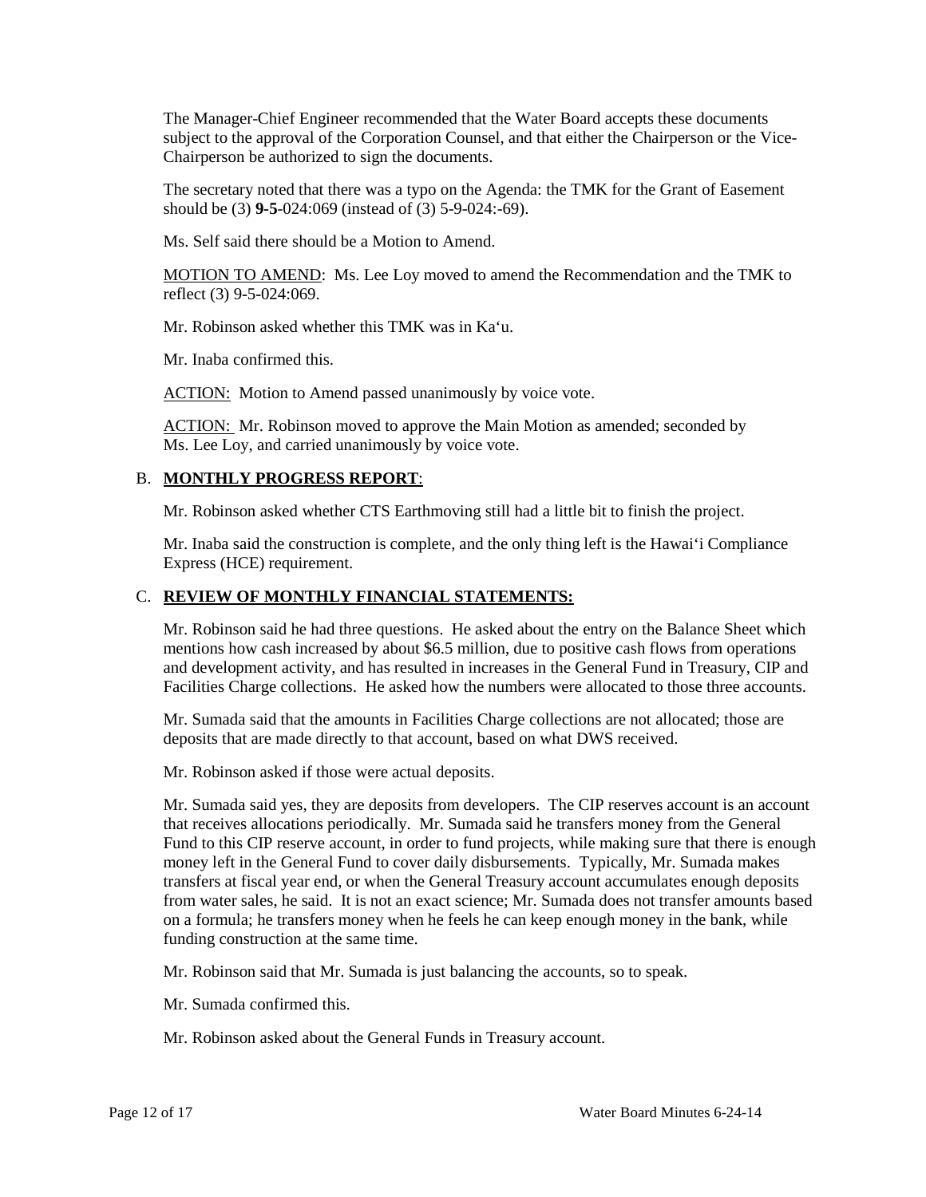The Manager-Chief Engineer recommended that the Water Board accepts these documents subject to the approval of the Corporation Counsel, and that either the Chairperson or the Vice-Chairperson be authorized to sign the documents.

The secretary noted that there was a typo on the Agenda: the TMK for the Grant of Easement should be (3) **9-5**-024:069 (instead of (3) 5-9-024:-69).

Ms. Self said there should be a Motion to Amend.

MOTION TO AMEND: Ms. Lee Loy moved to amend the Recommendation and the TMK to reflect (3) 9-5-024:069.

Mr. Robinson asked whether this TMK was in Ka'u.

Mr. Inaba confirmed this.

ACTION: Motion to Amend passed unanimously by voice vote.

ACTION: Mr. Robinson moved to approve the Main Motion as amended; seconded by Ms. Lee Loy, and carried unanimously by voice vote.

B. **MONTHLY PROGRESS REPORT**:

Mr. Robinson asked whether CTS Earthmoving still had a little bit to finish the project.

Mr. Inaba said the construction is complete, and the only thing left is the Hawai'i Compliance Express (HCE) requirement.

C. **REVIEW OF MONTHLY FINANCIAL STATEMENTS:**

Mr. Robinson said he had three questions. He asked about the entry on the Balance Sheet which mentions how cash increased by about $6.5 million, due to positive cash flows from operations and development activity, and has resulted in increases in the General Fund in Treasury, CIP and Facilities Charge collections. He asked how the numbers were allocated to those three accounts.

Mr. Sumada said that the amounts in Facilities Charge collections are not allocated; those are deposits that are made directly to that account, based on what DWS received.

Mr. Robinson asked if those were actual deposits.

Mr. Sumada said yes, they are deposits from developers. The CIP reserves account is an account that receives allocations periodically. Mr. Sumada said he transfers money from the General Fund to this CIP reserve account, in order to fund projects, while making sure that there is enough money left in the General Fund to cover daily disbursements. Typically, Mr. Sumada makes transfers at fiscal year end, or when the General Treasury account accumulates enough deposits from water sales, he said. It is not an exact science; Mr. Sumada does not transfer amounts based on a formula; he transfers money when he feels he can keep enough money in the bank, while funding construction at the same time.

Mr. Robinson said that Mr. Sumada is just balancing the accounts, so to speak.

Mr. Sumada confirmed this.

Mr. Robinson asked about the General Funds in Treasury account.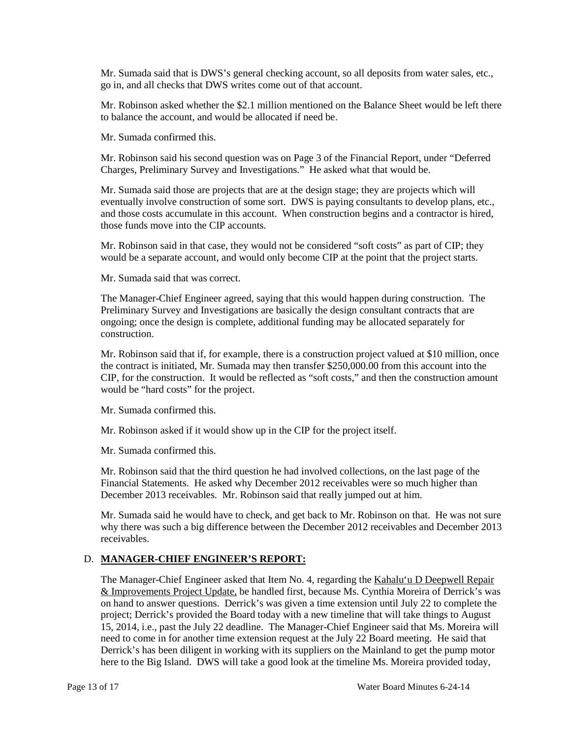Mr. Sumada said that is DWS's general checking account, so all deposits from water sales, etc., go in, and all checks that DWS writes come out of that account.

Mr. Robinson asked whether the $2.1 million mentioned on the Balance Sheet would be left there to balance the account, and would be allocated if need be.

Mr. Sumada confirmed this.

Mr. Robinson said his second question was on Page 3 of the Financial Report, under "Deferred Charges, Preliminary Survey and Investigations." He asked what that would be.

Mr. Sumada said those are projects that are at the design stage; they are projects which will eventually involve construction of some sort. DWS is paying consultants to develop plans, etc., and those costs accumulate in this account. When construction begins and a contractor is hired, those funds move into the CIP accounts.

Mr. Robinson said in that case, they would not be considered "soft costs" as part of CIP; they would be a separate account, and would only become CIP at the point that the project starts.

Mr. Sumada said that was correct.

The Manager-Chief Engineer agreed, saying that this would happen during construction. The Preliminary Survey and Investigations are basically the design consultant contracts that are ongoing; once the design is complete, additional funding may be allocated separately for construction.

Mr. Robinson said that if, for example, there is a construction project valued at $10 million, once the contract is initiated, Mr. Sumada may then transfer $250,000.00 from this account into the CIP, for the construction. It would be reflected as "soft costs," and then the construction amount would be "hard costs" for the project.

Mr. Sumada confirmed this.

Mr. Robinson asked if it would show up in the CIP for the project itself.

Mr. Sumada confirmed this.

Mr. Robinson said that the third question he had involved collections, on the last page of the Financial Statements. He asked why December 2012 receivables were so much higher than December 2013 receivables. Mr. Robinson said that really jumped out at him.

Mr. Sumada said he would have to check, and get back to Mr. Robinson on that. He was not sure why there was such a big difference between the December 2012 receivables and December 2013 receivables.

## D. **MANAGER-CHIEF ENGINEER'S REPORT:**

The Manager-Chief Engineer asked that Item No. 4, regarding the Kahaluʻu D Deepwell Repair & Improvements Project Update, be handled first, because Ms. Cynthia Moreira of Derrick's was on hand to answer questions. Derrick's was given a time extension until July 22 to complete the project; Derrick's provided the Board today with a new timeline that will take things to August 15, 2014, i.e., past the July 22 deadline. The Manager-Chief Engineer said that Ms. Moreira will need to come in for another time extension request at the July 22 Board meeting. He said that Derrick's has been diligent in working with its suppliers on the Mainland to get the pump motor here to the Big Island. DWS will take a good look at the timeline Ms. Moreira provided today,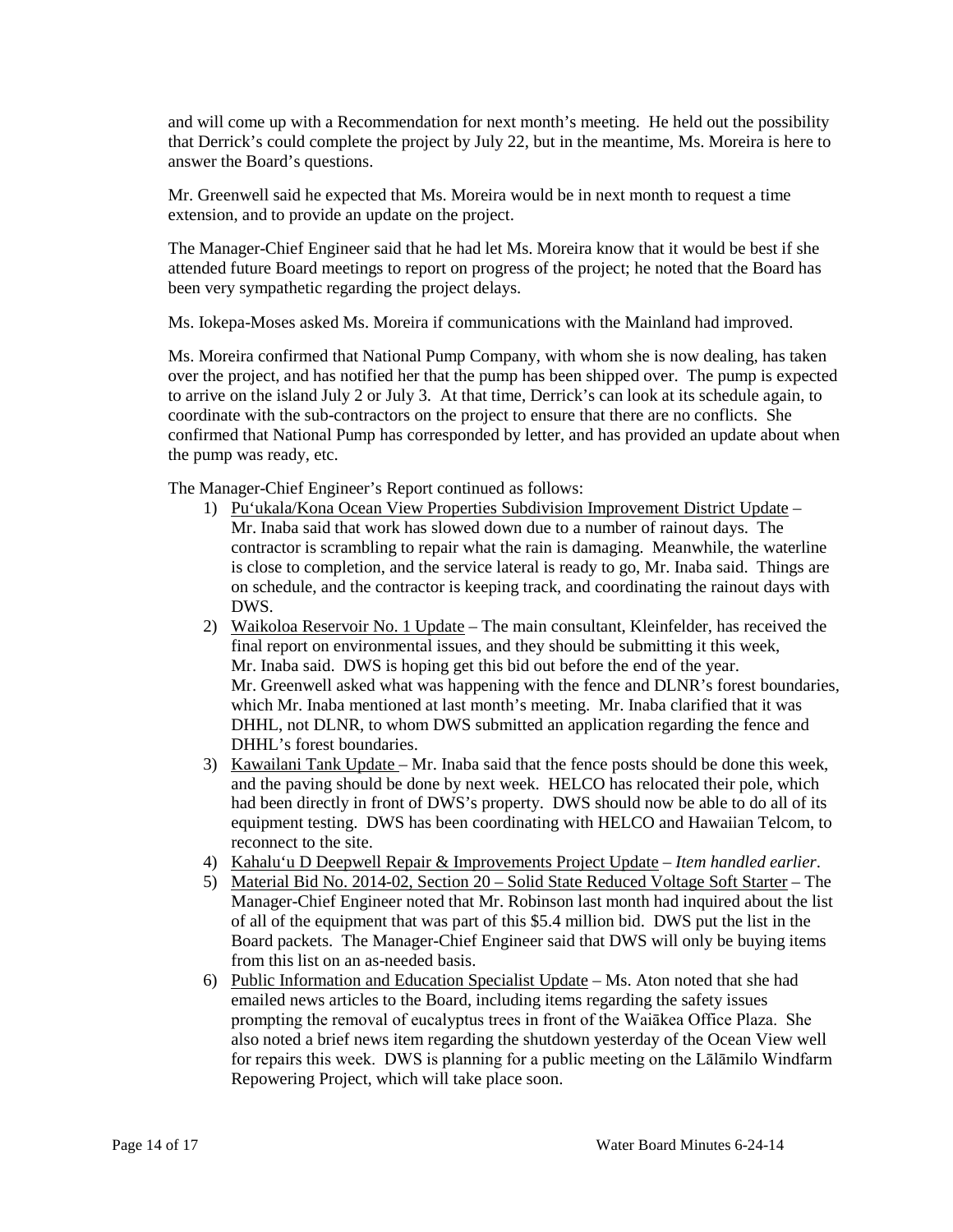and will come up with a Recommendation for next month's meeting. He held out the possibility that Derrick's could complete the project by July 22, but in the meantime, Ms. Moreira is here to answer the Board's questions.

Mr. Greenwell said he expected that Ms. Moreira would be in next month to request a time extension, and to provide an update on the project.

The Manager-Chief Engineer said that he had let Ms. Moreira know that it would be best if she attended future Board meetings to report on progress of the project; he noted that the Board has been very sympathetic regarding the project delays.

Ms. Iokepa-Moses asked Ms. Moreira if communications with the Mainland had improved.

Ms. Moreira confirmed that National Pump Company, with whom she is now dealing, has taken over the project, and has notified her that the pump has been shipped over. The pump is expected to arrive on the island July 2 or July 3. At that time, Derrick's can look at its schedule again, to coordinate with the sub-contractors on the project to ensure that there are no conflicts. She confirmed that National Pump has corresponded by letter, and has provided an update about when the pump was ready, etc.

The Manager-Chief Engineer's Report continued as follows:

1) Pu'ukala/Kona Ocean View Properties Subdivision Improvement District Update – Mr. Inaba said that work has slowed down due to a number of rainout days. The contractor is scrambling to repair what the rain is damaging. Meanwhile, the waterline is close to completion, and the service lateral is ready to go, Mr. Inaba said. Things are on schedule, and the contractor is keeping track, and coordinating the rainout days with DWS.
2) Waikoloa Reservoir No. 1 Update – The main consultant, Kleinfelder, has received the final report on environmental issues, and they should be submitting it this week, Mr. Inaba said. DWS is hoping get this bid out before the end of the year. Mr. Greenwell asked what was happening with the fence and DLNR's forest boundaries, which Mr. Inaba mentioned at last month's meeting. Mr. Inaba clarified that it was DHHL, not DLNR, to whom DWS submitted an application regarding the fence and DHHL's forest boundaries.
3) Kawailani Tank Update – Mr. Inaba said that the fence posts should be done this week, and the paving should be done by next week. HELCO has relocated their pole, which had been directly in front of DWS's property. DWS should now be able to do all of its equipment testing. DWS has been coordinating with HELCO and Hawaiian Telcom, to reconnect to the site.
4) Kahalu'u D Deepwell Repair & Improvements Project Update – *Item handled earlier*.
5) Material Bid No. 2014-02, Section 20 – Solid State Reduced Voltage Soft Starter – The Manager-Chief Engineer noted that Mr. Robinson last month had inquired about the list of all of the equipment that was part of this $5.4 million bid. DWS put the list in the Board packets. The Manager-Chief Engineer said that DWS will only be buying items from this list on an as-needed basis.
6) Public Information and Education Specialist Update – Ms. Aton noted that she had emailed news articles to the Board, including items regarding the safety issues prompting the removal of eucalyptus trees in front of the Waiākea Office Plaza. She also noted a brief news item regarding the shutdown yesterday of the Ocean View well for repairs this week. DWS is planning for a public meeting on the Lālāmilo Windfarm Repowering Project, which will take place soon.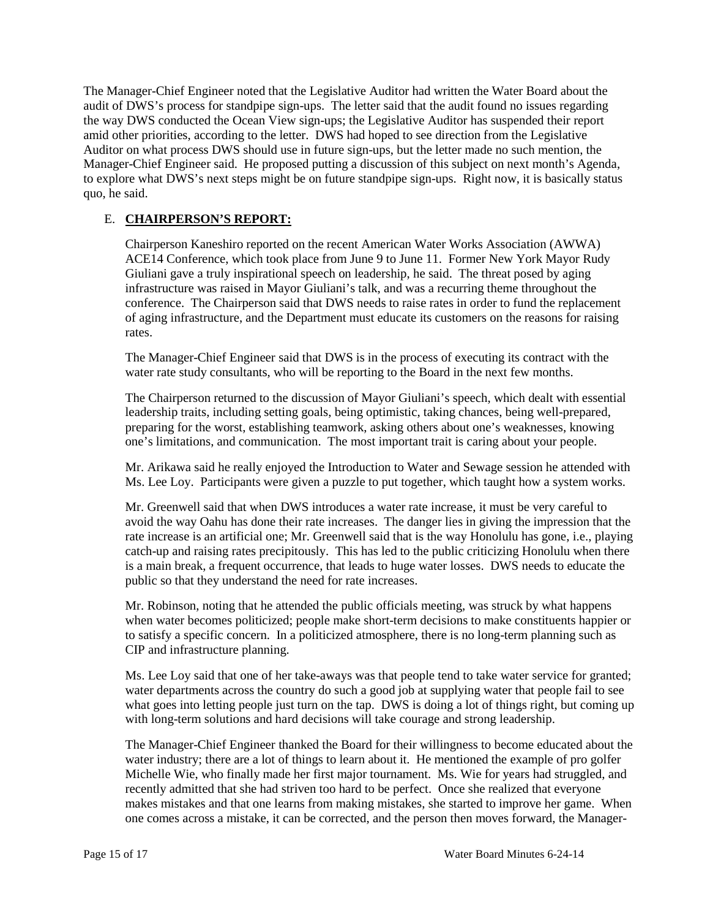The Manager-Chief Engineer noted that the Legislative Auditor had written the Water Board about the audit of DWS's process for standpipe sign-ups. The letter said that the audit found no issues regarding the way DWS conducted the Ocean View sign-ups; the Legislative Auditor has suspended their report amid other priorities, according to the letter. DWS had hoped to see direction from the Legislative Auditor on what process DWS should use in future sign-ups, but the letter made no such mention, the Manager-Chief Engineer said. He proposed putting a discussion of this subject on next month's Agenda, to explore what DWS's next steps might be on future standpipe sign-ups. Right now, it is basically status quo, he said.

E. **CHAIRPERSON'S REPORT:**

Chairperson Kaneshiro reported on the recent American Water Works Association (AWWA) ACE14 Conference, which took place from June 9 to June 11. Former New York Mayor Rudy Giuliani gave a truly inspirational speech on leadership, he said. The threat posed by aging infrastructure was raised in Mayor Giuliani's talk, and was a recurring theme throughout the conference. The Chairperson said that DWS needs to raise rates in order to fund the replacement of aging infrastructure, and the Department must educate its customers on the reasons for raising rates.

The Manager-Chief Engineer said that DWS is in the process of executing its contract with the water rate study consultants, who will be reporting to the Board in the next few months.

The Chairperson returned to the discussion of Mayor Giuliani's speech, which dealt with essential leadership traits, including setting goals, being optimistic, taking chances, being well-prepared, preparing for the worst, establishing teamwork, asking others about one's weaknesses, knowing one's limitations, and communication. The most important trait is caring about your people.

Mr. Arikawa said he really enjoyed the Introduction to Water and Sewage session he attended with Ms. Lee Loy. Participants were given a puzzle to put together, which taught how a system works.

Mr. Greenwell said that when DWS introduces a water rate increase, it must be very careful to avoid the way Oahu has done their rate increases. The danger lies in giving the impression that the rate increase is an artificial one; Mr. Greenwell said that is the way Honolulu has gone, i.e., playing catch-up and raising rates precipitously. This has led to the public criticizing Honolulu when there is a main break, a frequent occurrence, that leads to huge water losses. DWS needs to educate the public so that they understand the need for rate increases.

Mr. Robinson, noting that he attended the public officials meeting, was struck by what happens when water becomes politicized; people make short-term decisions to make constituents happier or to satisfy a specific concern. In a politicized atmosphere, there is no long-term planning such as CIP and infrastructure planning.

Ms. Lee Loy said that one of her take-aways was that people tend to take water service for granted; water departments across the country do such a good job at supplying water that people fail to see what goes into letting people just turn on the tap. DWS is doing a lot of things right, but coming up with long-term solutions and hard decisions will take courage and strong leadership.

The Manager-Chief Engineer thanked the Board for their willingness to become educated about the water industry; there are a lot of things to learn about it. He mentioned the example of pro golfer Michelle Wie, who finally made her first major tournament. Ms. Wie for years had struggled, and recently admitted that she had striven too hard to be perfect. Once she realized that everyone makes mistakes and that one learns from making mistakes, she started to improve her game. When one comes across a mistake, it can be corrected, and the person then moves forward, the Manager-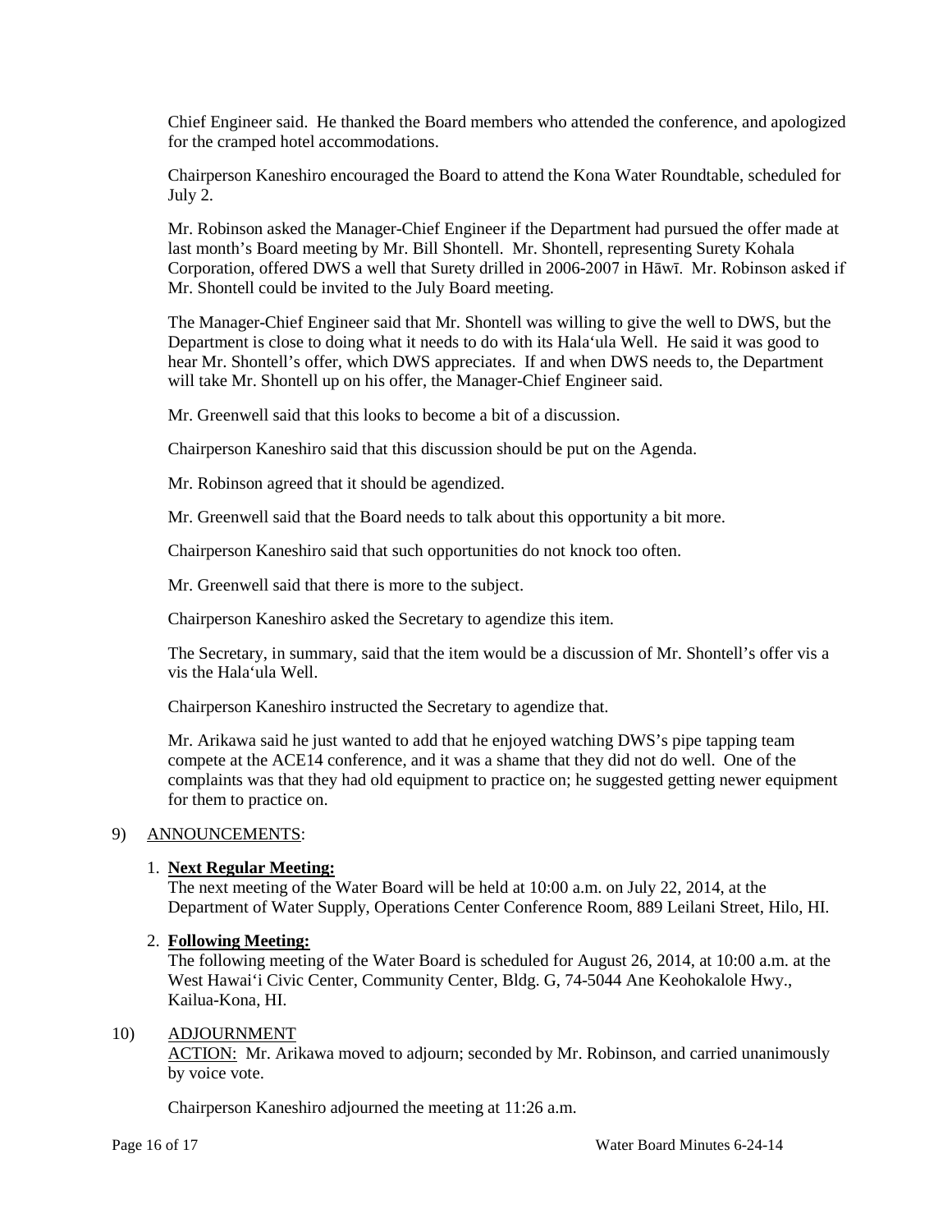Chief Engineer said. He thanked the Board members who attended the conference, and apologized for the cramped hotel accommodations.

Chairperson Kaneshiro encouraged the Board to attend the Kona Water Roundtable, scheduled for July 2.

Mr. Robinson asked the Manager-Chief Engineer if the Department had pursued the offer made at last month's Board meeting by Mr. Bill Shontell. Mr. Shontell, representing Surety Kohala Corporation, offered DWS a well that Surety drilled in 2006-2007 in Hāwī. Mr. Robinson asked if Mr. Shontell could be invited to the July Board meeting.

The Manager-Chief Engineer said that Mr. Shontell was willing to give the well to DWS, but the Department is close to doing what it needs to do with its Hala'ula Well. He said it was good to hear Mr. Shontell's offer, which DWS appreciates. If and when DWS needs to, the Department will take Mr. Shontell up on his offer, the Manager-Chief Engineer said.

Mr. Greenwell said that this looks to become a bit of a discussion.

Chairperson Kaneshiro said that this discussion should be put on the Agenda.

Mr. Robinson agreed that it should be agendized.

Mr. Greenwell said that the Board needs to talk about this opportunity a bit more.

Chairperson Kaneshiro said that such opportunities do not knock too often.

Mr. Greenwell said that there is more to the subject.

Chairperson Kaneshiro asked the Secretary to agendize this item.

The Secretary, in summary, said that the item would be a discussion of Mr. Shontell's offer vis a vis the Hala'ula Well.

Chairperson Kaneshiro instructed the Secretary to agendize that.

Mr. Arikawa said he just wanted to add that he enjoyed watching DWS's pipe tapping team compete at the ACE14 conference, and it was a shame that they did not do well. One of the complaints was that they had old equipment to practice on; he suggested getting newer equipment for them to practice on.

9) ANNOUNCEMENTS:

1. **Next Regular Meeting:**
   The next meeting of the Water Board will be held at 10:00 a.m. on July 22, 2014, at the Department of Water Supply, Operations Center Conference Room, 889 Leilani Street, Hilo, HI.

2. **Following Meeting:**
   The following meeting of the Water Board is scheduled for August 26, 2014, at 10:00 a.m. at the West Hawai'i Civic Center, Community Center, Bldg. G, 74-5044 Ane Keohokalole Hwy., Kailua-Kona, HI.

10) ADJOURNMENT

ACTION: Mr. Arikawa moved to adjourn; seconded by Mr. Robinson, and carried unanimously by voice vote.

Chairperson Kaneshiro adjourned the meeting at 11:26 a.m.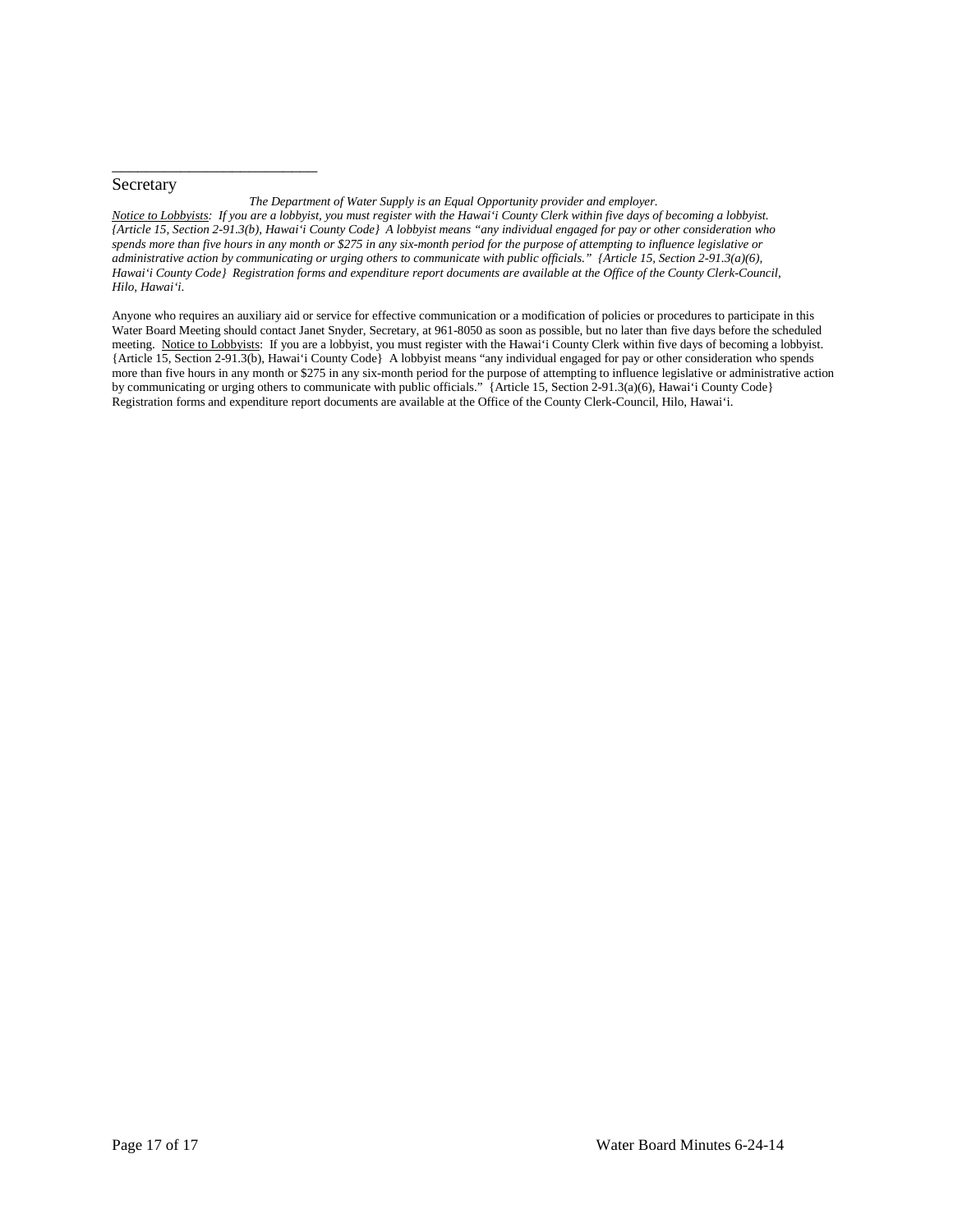\_\_\_\_\_\_\_\_\_\_\_\_\_\_\_\_\_\_\_\_\_\_\_\_\_\_

Secretary

*The Department of Water Supply is an Equal Opportunity provider and employer.*

*Notice to Lobbyists: If you are a lobbyist, you must register with the Hawai'i County Clerk within five days of becoming a lobbyist. {Article 15, Section 2-91.3(b), Hawai'i County Code} A lobbyist means "any individual engaged for pay or other consideration who spends more than five hours in any month or $275 in any six-month period for the purpose of attempting to influence legislative or administrative action by communicating or urging others to communicate with public officials." {Article 15, Section 2-91.3(a)(6), Hawai'i County Code} Registration forms and expenditure report documents are available at the Office of the County Clerk-Council, Hilo, Hawai'i.*

Anyone who requires an auxiliary aid or service for effective communication or a modification of policies or procedures to participate in this Water Board Meeting should contact Janet Snyder, Secretary, at 961-8050 as soon as possible, but no later than five days before the scheduled meeting. Notice to Lobbyists: If you are a lobbyist, you must register with the Hawai'i County Clerk within five days of becoming a lobbyist. {Article 15, Section 2-91.3(b), Hawai'i County Code} A lobbyist means "any individual engaged for pay or other consideration who spends more than five hours in any month or $275 in any six-month period for the purpose of attempting to influence legislative or administrative action by communicating or urging others to communicate with public officials." {Article 15, Section 2-91.3(a)(6), Hawai'i County Code} Registration forms and expenditure report documents are available at the Office of the County Clerk-Council, Hilo, Hawai'i.